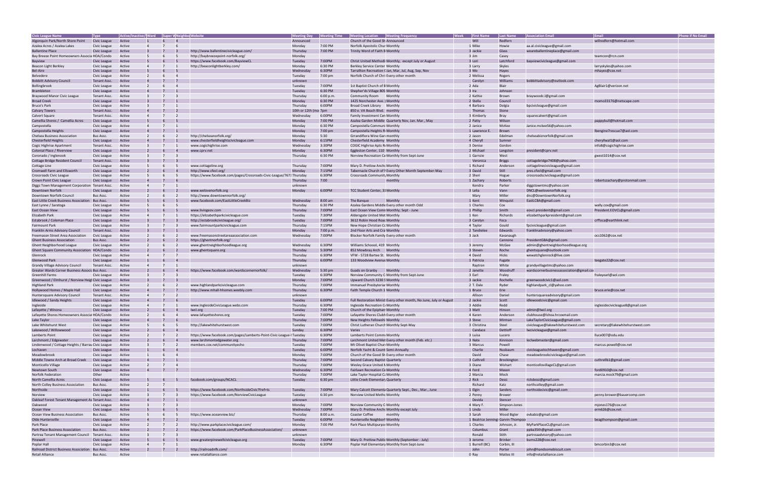| Civic League Name | Type | Active/Inactive/ | Ward | Super W | Neighbor | Website | Meeting Day | Meeting Time | Meeting Location | Meeting Frequency | Week | First Name | Last Name | Association Email | Email | Phone if No Email |
|---|---|---|---|---|---|---|---|---|---|---|---|---|---|---|---|---|
| Algonquin Park/North Shore Point | Civic League | Active | 1 | 6 | 4 | | Announced | | Church of the Good Sh | Announced | | Will | Redfern | | willredfern@hotmail.com | |
| Azalea Acres / Azalea Lakes | Civic League | Active | 4 | 7 | 6 | | Monday | 7:00 PM | Norfolk Apostolic Chur | Monthly | | 1 Mike | Howie | aa.al.civicleague@gmail.com | | |
| Ballentine Place | Civic League | Active | 3 | 7 | 3 | http://www.ballentinecivicleague.com/ | Thursday | 7:00 PM | Trinity Word of Faith B | Monthly | | 3 Jackie | Glass | weareballentineplace@gmail.com | | |
| Bay Breeze Point Homeowners Associa | HOA/Condo | Active | 5 | 6 | 5 | http://baybreezepoint-norfolk.org/ | Monday | | | | | 3 Jim | Casey | | teamcon@rcn.com | |
| Bayview | Civic League | Active | 5 | 6 | 5 | https://www.facebook.com/BayviewCL | Tuesday | 7:00PM | Christ United Methodi | Monthly; except July or August | | 3 Lori | Latchford | bayviewcivicleague@gmail.com | | |
| Beacon Light Berkley | Civic League | Active | 4 | 7 | 1 | http://beaconlightberkley.com/ | Monday | 6:30 PM | Berkley Service Center | Monthly | | 3 Larry | Skyles | | larryskyles@yahoo.com | |
| Bel-Aire | Civic League | Active | 5 | 6 | 5 | | Wednesday | 6:30PM | Tarralton Recreation C | Jan, Mar, Jul, Aug, Sep, Nov | | 3 Mo | Hayes | | mhayes@cox.net | |
| Belvedere | Civic League | Active | 2 | 6 | 4 | | Tuesday | 7:00 pm | Norfolk Church of Chri | Every other month | | 2 Melissa | Rogers | | | |
| Bobbitt Advisory Council | Tenant Assc. | Active | 4 | 7 | 7 | | unknown | | | | | Carolyn | Williams | bobbittadvisory@outlook.com | | |
| Bollingbrook | Civic League | Active | 2 | 6 | 4 | | Tuesday | 7:00PM | 1st Baptist Church of B | Monthly | | 2 Ada | Blair | | AgBlair1@verizon.net | |
| Brambleton | Civic League | Active | 4 | 7 | 1 | | Tuesday | 6:30 PM | Shepher'ds Village 805 | Monthly | | 3 Ira | Johnson | | | |
| Braywood Manor Civic League | Tenant Assc. | Active | 3 | 7 | 3 | | Thursday | 6:00 p.m. | Community Room | Monthly | | 2 Kathie | Brown | braywoodcl@gmail.com | | |
| Broad Creek | Civic League | Active | 3 | 7 | 1 | | Monday | 6:30 PM | 1425 Norchester Ave. | Monthly | | 2 Stella | Council | | momo33176@netscape.com | |
| Bruce's Park | Civic League | Active | 3 | 7 | 1 | | Thursday | 6:00PM | Broad Creek Library | Monthly | | 4 Barbara | Dolgia | bpcivicleague@gmail.com | | |
| Calvary Towers | Tenant Assc. | Active | 4 | 7 | 2 | | 10th or 12th (mo | 7pm | 850 e. VA Beach Blvd. | monthly | | Thomas | Stone | | | |
| Calvert Square | Tenant Assc. | Active | 4 | 7 | 2 | | Wednesday | 6:00PM | Family Investment Cen | Monthly | | 3 Kimberly | Bray | squarecalvert@gmail.com | | |
| Camellia Shores / Camellia Acres | Civic League | Active | 5 | 6 | 5 | | Monday | 7:00 PM | Azalea Garden Middle | Quarterly Nov, Jan. Mar., May | | 2 Patty | Wilson | | pappybull@hotmail.com | |
| Campostella | Civic League | Active | 4 | 7 | 1 | | Monday | 6:30 PM | Campostella Communi | Monthly | | 2 Janice | McKee | Janice.mckee56@yahoo.com | | |
| Campostella Heights | Civic League | Active | 4 | 7 | 1 | | Monday | 7:00 pm | Campostella Heights R | Monthly | | 1 Lawrence E. | Brown | | lbengine7rescue7@aol.com | |
| Chelsea Business Association | Bus Assc. | Active | 2 | 6 | 2 | http://chelseanorfolk.org/ | Monday | 5:30 | Grrandiflora Wine Gar | monthly | | 2 Jason | Edelman | chelseabiznorfolk@gmail.com | | |
| Chesterfield Heights | Civic League | Active | 4 | 7 | 1 | www.chesterfieldheightscivicleague.com | Monday | 6:15PM | Chesterfield Academy | Monthly | | 4 Cheryll | Sumner | | cheryllwall1@aol.com | |
| Cogic Highrise Apartment | Tenant Assc. | Active | 3 | 7 | 1 | www.cogichighrise.com | Wednesday | 3:30PM | COGIC Highrise Apts R | Monthly | | 3 Denise | Gordon | | info8@cogichighrise.com | |
| Colonial Place / Riverview | Civic League | Active | 2 | 6 | 4 | www.cprv.net | Monday | 6:30PM | Eggleston Center, 110 | Monthly | | 2 Michael | Langston | president@cprv.net | | |
| Coronado / Inglenook | Civic League | Active | 3 | 7 | 3 | | Thursday | 6:30 PM | Norview Recreation Ce | Monthly from Sept-June | | 1 Garnzie | West | | gwest1014@cox.net | |
| Cottage Bridge Resident Council | Tenant Assc. | Active | 3 | 7 | 3 | | | | | | | Veronica | Briggs | cottagebridge7408@yahoo.com | | |
| Cottage Line | Civic League | Active | 5 | 6 | 5 | www.cottageline.org | Thursday | 7:00PM | Mary D. Pretlow Anchc | Monthly | | 1 Richard | Anderson | cottagelinecivicleague@gmail.com | | |
| Cromwell Farm and Ellsworth | Civic League | Active | 2 | 6 | 4 | http://www.cfecl.org/ | Monday | 7:15PM | Tabernacle Church of F | Every Other Month September-May | | 3 David | Still | pres.cfecl@gmail.com | | |
| Crossroads Civic League | Civic League | Active | 5 | 6 | 5 | https://www.facebook.com/pages/Crossroads-Civic-League/7671 | Thursday | 6:30PM | Crossroads Community | Monthly | | 2 Sheri | Hogue | crossroadscivicleague@gmail.com | | |
| Crown Point Civic League | Civic League | Active | 4 | 7 | 6 | | Thursday | 7:00 | | monthly | | 1 Zachary | Roberts | | robertszachary@protonmail.com | |
| Diggs Town Management Corporation | Tenant Assc. | Active | 4 | 7 | 1 | | unknown | | | | | Kendra | Parker | diggstownmc@yahoo.com | | |
| Downtown Norfolk | Civic League | Active | 2 | 6 | 2 | www.welovenorfolk.org | Monday | 6:00PM | TCC Student Center, 31 | Monthly | | 3 Lelia | Vann | DNCL@welovenorfolk.org | | |
| Downtown Norfolk Council | Bus Assc. | Active | 2 | 6 | 2 | http://www.downtownnorfolk.org/ | | | | | | Mary | Miller | dnc@DowntownNorfolk.org | | |
| East Little Creek Business Association | Bus Assc. | Active | 5 | 6 | 5 | www.facebook.com/EastLittleCreekBiz | Wednesday | 8:00 am | The Banque | Monthly | | 1 Kent | Winquist | EastLCBA@gmail.com | | |
| East Lynne / Saratoga | Civic League | Active | 5 | 6 | 5 | | Thursday | 6:30 PM | Azalea Gardens Middle | Every other month Odd | | 1 Charles | Cox | | wally.cox@gmail.com | |
| East Ocean View | Civic League | Active | 5 | 6 | 5 | www.livingeov.com | Thursday | 7:00PM | East Ocean View Comn | Monthly; Sept - June | | 1 Phillip | Smith | eovcl.president@gmail.com | President.EOVCL@gmail.com | |
| Elizabeth Park | Civic League | Active | 4 | 7 | 1 | https://elizabethparkcivicleague.com | Tuesday | 7:30PM | Aldersgate United Met | Monthly | | 1 Ken | Richards | elizabethparkpresident@gmail.com | | |
| Estabrook / Coleman Place | Civic League | Active | 3 | 7 | 3 | http://estabrookcivicleague.org/ | Tuesday | 7:00PM | 3612 Robin Hood Road | Monthly | | 3 Carolyn | Foca | | crffoca@earthlink.net | |
| Fairmount Park | Civic League | Active | 3 | 7 | 3 | www.fairmountparkcivicleague.com | Thursday | 7:15PM | New Hope Christian Cc | Monthly | | 4 Taylor | Gould | fpcivicleague@gmail.com | | |
| Franklin Arms Advisory Council | Tenant Assc. | Active | 3 | 7 | 1 | | Monday | 7:00 p.m. | 2nd Floor Arts and Cra | Monthly | | 2 Tandielee | Edwards | franklinadvisory@yahoo.com | | |
| Freemason Street Area Association | Civic League | Active | 2 | 6 | 2 | www.freemasonstreetareaassociation.com | Wednesday | 7:00PM | Blocker Norfolk Family | Every other month | | 3 Jack | Kavanaugh | | ocs1062@cox.net | |
| Ghent Business Association | Bus Assc. | Active | 2 | 6 | 2 | https://ghentnorfolk.org/ | | | | | | | Cannone | PresidentGBA@gmail.com | | |
| Ghent Neighborhood League | Civic League | Active | 2 | 6 | 2 | www.ghentneighborhoodleague.org | Wednesday | 6:30PM | Williams Schoool, 419 | Monthly | | 3 Jeremy | McGee | admin@ghentneighborhoodleague.org | | |
| Ghent Square Community Association | HOA/Condo | Active | 2 | 6 | 2 | www.ghentsquare.org | Thursday | 5:30PM | 852 Mowbray Arch | Monthly | | 3 Steven | Roche | ghentsquare@outlook.com | | |
| Glenrock | Civic League | Active | 4 | 7 | 7 | | Thursday | 6:30PM | VFW - 5728 Bartee St. | Monthly | | 4 David | Hicks | wewatchglenrock@live.com | | |
| Glenwood Park | Civic League | Active | 1 | 6 | 4 | | Thursday | 6:00PM | 133 Woodview Avenue | Monthly | | 1 Patricia | Fugate | | teegate22@cox.net | |
| Grandy Village Advisory Council | Tenant Assc. | Active | 4 | 7 | 1 | | unknown | | | | | Raytron | White | grandyvillagetmc@yahoo.com | | |
| Greater Wards Corner Business Associa | Bus Assc. | Active | 2 | 6 | 4 | https://www.facebook.com/wardscornernorfolk/ | Wednesday | 5:30 pm | Guads on Granby | Monthly | | 2 Janette | Woodruff | wardscornerbusinessassociation@gmail.co | | |
| Greenhill Farms | Civic League | Active | 3 | 7 | 3 | | Tuesday | 6:30PM | Norview Community C | Monthly from Sept-June | | 3 Earl | Fraley | | fraleyearl@aol.com | |
| Greenwood / Elmhurst / Norview Heigl | Civic League | Active | 3 | 7 | 3 | | Monday | 7:00PM | Upward Church 3230 S | Monthly | | 3 Jackie | Rochelle | greenwoodcivic1@aol.com | | |
| Highland Park | Civic League | Active | 2 | 6 | 2 | www.highlandparkcivicleague.com | Thursday | 7:00PM | Immanuel Presbyterian | Monthly | | 2 T. Dale | Ryder | highlandpark_cl@yahoo.com | | |
| Hollywood Homes / Maple Hall | Civic League | Active | 4 | 7 | 7 | http://www.mhall-hhomes.weebly.com | Thursday | 6:30PM | Faith Temple Church 1 | Monthly | | 3 Bruce | Erie | | bruce.erie@cox.net | |
| Huntersquare Advisory Council | Tenant Assc. | Active | 4 | 7 | 2 | | unknown | | | | | Allison | Daniel | huntersquareadvisory@gmail.com | | |
| Idlewood / Sandy Heights | Civic League | Active | 4 | 7 | 6 | | Tuesday | 6:00PM | Full Restoration Minist | Every other month, No June, July or August | | 2 Jackie | Scott | idlewoodcivic@gmail.com | | |
| Ingleside | Civic League | Active | 4 | 7 | 1 | www.InglesideCivicLeague.webs.com | Thursday | 6:30PM | Ingleside Recreation C | Monthly | | 3 Addie | Redd | | inglesidecivicleague8@gmail.com | |
| Lafayette / Winona | Civic League | Active | 2 | 6 | 4 | lwcl.org | Tuesday | 7:00 PM | Church of the Epiphan | Monthly | | 3 Matt | Hinson | admin@lwcl.org | | |
| Lafayette Shores Homeowners Associa | HOA/Condo | Active | 2 | 6 | 4 | www.lafayetteshores.org | Tuesday | 7:00PM | Lafayette Shores Clubh | Every other month | | 4 Karen | Anderson | clubhouse@lshoa.hrcoxmail.com | | |
| Lake Taylor | Civic League | Active | 4 | 7 | 6 | | Thursday | 7:00PM | New Heights Fellowshi | Monthly | | 3 Steve | Mirman | LakeTaylorCivicLeague@gmail.com | | |
| Lake Whitehurst West | Civic League | Active | 5 | 6 | 5 | http://lakewhitehurstwest.com | Tuesday | 7:00PM | Christ Lutheran Church | Monthly Sept-May | | 3 Christina | Steel | civicleague@lakewhitehurstwest.com | secretary@lakewhitehurstwest.com | |
| Lakewood / Willowwood | Civic League | Active | 2 | 6 | 4 | | Sunday | 6:30PM | Varies | | | Candace | Dettloff | lwcivicleague@gmail.com | | |
| Lamberts Point | Civic League | Active | 2 | 7 | 2 | https://www.facebook.com/pages/Lamberts-Point-Civic-League-1 | Tuesday | 6:30PM | Lamberts Point Commi | Monthly | | 3 Luisa | Lucero | | lluce007@odu.edu | |
| Larchmont / Edgewater | Civic League | Active | 2 | 6 | 4 | www.larchmontedgewater.org | Thursday | 7:00PM | Larchmont United Met | Every other month (Feb. etc.) | | 3 Nate | Kinnison | leclwebmaster@gmail.com | | |
| Lindenwood / Cottage Heights / Barrau | Civic League | Active | 3 | 7 | 2 | members.cox.net/communityecho | Tuesday | 7:00PM | Mt Olivet Baptist Chur | Monthly | | 3 Marcus | Powell | | marcus.powell@cox.net | |
| Lochaven | Civic League | Active | 1 | 6 | 4 | | Tuesday | 6:00PM | Norfolk Yacht & Count | Semi-Annually | | Charlie | Nusbaum | civicleaguelochhaven@gmail.com | | |
| Meadowbrook | Civic League | Active | 1 | 6 | 4 | | Monday | 7:00PM | Church of the Good Sh | Every other month | | David | Chase | meadowbrookcivicleague@gmail.com | | |
| Middle Towne Arch at Broad Creek | Civic League | Active | 4 | 7 | 1 | | Thursday | 7:00PM | Second Calvary Baptist | Quarterly | | 3 Cuthrell | Brockington | | cuthrellb1@gmail.com | |
| Monticello Village | Civic League | Active | 2 | 7 | 4 | | Thursday | 7:00PM | Wesley Grace United N | Monthly | | 3 Diane | Wishart | monticellovillageCL@gmail.com | | |
| Newtown South | Civic League | Active | 4 | 7 | 7 | | Wednesday | 6:30PM | Fairlawn Recreation Ce | Monthly | | 4 Ford | Mason | | ford0910@cox.net | |
| Norfolk Federation | Other | Active | | | | | Thursday | 7:00PM | Lake Taylor Hospital Ca | Monthly | | 2 Marcia | Mock | | marcia.mock79@gmail.com | |
| North Camellia Acres | Civic League | Active | 5 | 6 | 5 | facebook.com/groups/NCACL | Tuesday | 6:30 pm | Little Creek Elementar | Quarterly | | 2 Rick | Dessi | rickdessi@gmail.com | | |
| North Colley Business Association | Bus Assc. | Active | 2 | 7 | | | | | | | | Richard | Katz | northcolley@gmail.com | | |
| Northside | Civic League | Active | 1 | 6 | 5 | https://www.facebook.com/NorthsideCivic?fref=ts | Tuesday | 7:00PM | Mary Calcott Elementa | Quarterly Sept., Dec., Mar., June | | 1 Elgin | Sanders | northsidecivic@gmail.com | | |
| Norview | Civic League | Active | 3 | 7 | 3 | https://www.facebook.com/NorviewCivicLeague | Tuesday | 6:30 pm | Norview United Metho | Monthly | | 2 Penny | Brower | | penny.brower@bauercomp.com | |
| Oakleaf Forest Tenant Management As | Tenant Assc. | Active | 4 | 7 | 1 | | unknown | | | | | Devida | Stencer | | | |
| Oakwood | Civic League | Active | 3 | 7 | 3 | | Monday | 7:00PM | Norview Community C | Monthly | | 4 Mary F. | Simpson-Jones | | mjones176@cox.net | |
| Ocean View | Civic League | Active | 5 | 6 | 5 | | Wednesday | 7:00PM | Mary D. Pretlow Anchc | Monthly except July | | 1 Linda | Miller | | erm626@cox.net | |
| Ocean View Business Association | Bus Assc. | Active | 5 | 6 | 5 | https://www.oceanview.biz/ | Thursday | 8:00 a.m. | Coaster Coffee | monthly | | 3 Sarah | Wood Bigler | ovbabiz@gmail.com | | |
| Olde Huntersville | Civic League | Active | 4 | 7 | 2 | | Tuesday | 6:00PM | Huntersville Neighborl | Monthly | | 1 Beatrice Jennings | Garvin-Thompson | | beagthompson@gmail.com | |
| Park Place | Civic League | Active | 2 | 7 | 2 | http://www.parkplacecivicleague.com/ | Monday | 7:00 PM | Park Place Multipurpos | Monthly | | 1 Charles | Johnson, Jr. | MyParkPlaceCL@gmail.com | | |
| Park Place Business Association | Bus Assc. | Active | 2 | 7 | 2 | https://www.facebook.com/ParkPlaceBusinessAssociation/ | unknown | | | | | Columbus | Grant | ppba35th@gmail.com | | |
| Partrea Tenant Management Council | Tenant Assc. | Active | 3 | 7 | 3 | | unknown | | | | | Ronald | Stith | partreaadvisory@yahoo.com | | |
| Pinewell | Civic League | Active | 5 | 6 | 5 | www.greaterpinewellcivicleague.org | Tuesday | 7:00PM | Mary D. Pretlow Public | Monthly (September - July) | | 3 Jerome | Brinker | burns228@cox.net | | |
| Poplar Hall | Civic League | Active | 4 | 7 | 1 | | Monday | 6:30PM | Poplar Hall Elementary | Monthly from Sept-June | | 1 Burrell (BC) | Corbin, III | | bmcorbin3@cox.net | |
| Railroad District Business Association | Bus Assc. | Active | 2 | 7 | 2 | http://railroadnfk.com/ | | | | | | John | Porter | john@handsomebiscuit.com | | |
| Retail Alliance | Bus Assc. | Active | | | | www.retailalliance.com | | | | | | 0 Ray | Mattes III | info@retailalliance.com | | |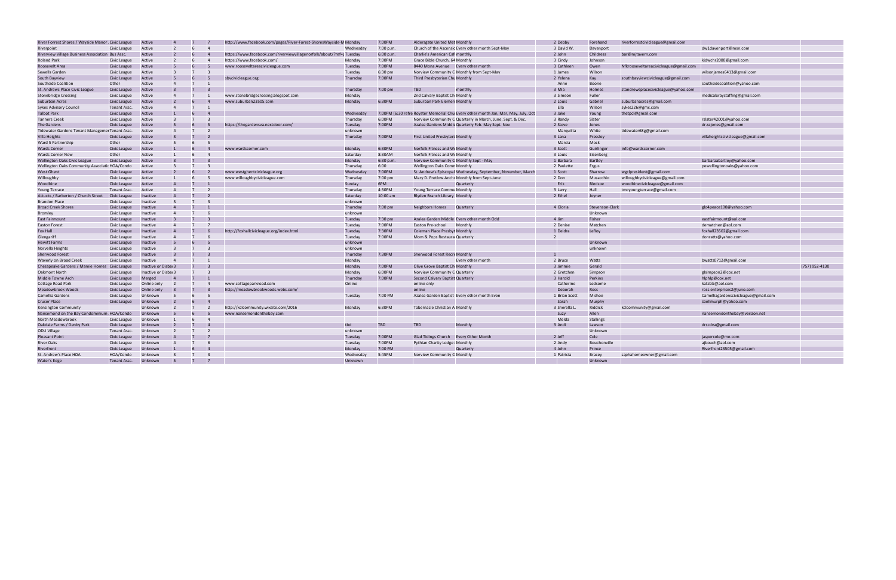| | | | | | | | | | | | | | | | | |
|---|---|---|---|---|---|---|---|---|---|---|---|---|---|---|---|---|
| River Forrest Shores / Wayside Manor | Civic League | Active | 4 | 7 | 7 | http://www.facebook.com/pages/River-Forest-ShoresWayside-M | Monday | 7:00PM | Aldersgate United Met | Monthly | 2 | Debby | Forehand | riverforrestcivicleague@gmail.com | | |
| Riverpoint | Civic League | Active | 2 | 6 | 4 | | Wednesday | 7:00 p.m. | Church of the Ascensic | Every other month Sept-May | 3 | David W. | Davenport | | dw1davenport@msn.com | |
| Riverview Village Business Association | Bus Assc. | Active | 2 | 6 | 4 | https://www.facebook.com/riverviewvillagenorfolk/about/?ref= | Tuesday | 6:00 p.m. | Charlie's American Caf | monthly | 2 | John | Childress | bar@mjtavern.com | | |
| Roland Park | Civic League | Active | 2 | 6 | 4 | https://www.facebook.com/ | Monday | 7:00PM | Grace Bible Church, 64 | Monthly | 3 | Cindy | Johnson | | kidwchr2000@gmail.com | |
| Roosevelt Area | Civic League | Active | 5 | 6 | 5 | www.rooseveltareacivicleague.com | Tuesday | 7:00PM | 8440 Mona Avenue | Every other month | 3 | Cathleen | Owen | Nfkrooseveltareacivicleague@gmail.com | | |
| Sewells Garden | Civic League | Active | 3 | 7 | 3 | | Tuesday | 6:30 pm | Norview Community C | Monthly from Sept-May | 1 | James | Wilson | | wilsonjames6413@gmail.com | |
| South Bayview | Civic League | Active | 5 | 6 | 5 | sbvcivicleague.org | Thursday | 7:00PM | Third Presbyterian Chu | Monthly | 2 | Yelena | Kay | southbayviewcivicleague@gmail.com | | |
| Southside Coalition | Other | Active | 4 | 7 | 1 | | | | | | | Anne | Boone | | southsidecoalition@yahoo.com | |
| St. Andrews Place Civic League | Civic League | Active | 3 | 7 | 3 | | Thursday | 7:00 pm | TBD | monthly | 3 | Mia | Holmes | standrewsplacecivicleague@yahoo.com | | |
| Stonebridge Crossing | Civic League | Active | 4 | 7 | 1 | www.stonebridgecrossing.blogspot.com | Monday | | 2nd Calvary Baptist Ch | Monthly | 3 | Simeon | Fuller | | medicalxraystaffing@gmail.com | |
| Suburban Acres | Civic League | Active | 2 | 6 | 4 | www.suburban23505.com | Monday | 6:30PM | Suburban Park Elemen | Monthly | 2 | Louis | Gabriel | suburbanacres@gmail.com | | |
| Sykes Advisory Council | Tenant Assc. | Active | 4 | 7 | 1 | | | | | | | Ella | Wilson | sykes226@gmx.com | | |
| Talbot Park | Civic League | Active | 1 | 6 | 4 | | Wednesday | 7:00PM (6:30 refre | Royster Memorial Chu | Every other month Jan, Mar, May, July, Oct | 3 | Jake | Young | thetpcl@gmail.com | | |
| Tanners Creek | Civic League | Active | 3 | 7 | 3 | | Thursday | 6:00PM | Norview Community C | Quarterly in March, June, Sept. & Dec. | 3 | Randy | Slater | | rslater42001@yahoo.com | |
| The Gardens | Civic League | Active | 5 | 6 | 5 | https://thegardensva.nextdoor.com/ | Tuesday | 7:00PM | Azalea Gardens Middle | Quarterly Feb. May Sept. Nov | 2 | Steve | Jones | | dr.scjones@gmail.com | |
| Tidewater Gardens Tenant Managemen | Tenant Assc. | Active | 4 | 7 | 2 | | unknown | | | | | Marquitta | White | tidewater68g@gmail.com | | |
| Villa Heights | Civic League | Active | 3 | 7 | 2 | | Thursday | 7:00PM | First United Presbyteri | Monthly | 3 | Lana | Pressley | | villaheightscivicleague@gmail.com | |
| Ward 5 Partnership | Other | Active | 5 | 6 | 5 | | | | | | | Marcia | Mock | | | |
| Wards Corner | Civic League | Active | 1 | 6 | 4 | www.wardscorner.com | Monday | 6:30PM | Norfolk Fitness and We | Monthly | 3 | Scott | Guirlinger | info@wardscorner.com | | |
| Wards Corner Now | Other | Active | 1 | 6 | 4 | | Saturday | 8:30AM | Norfolk Fitness and We | Monthly | 3 | Louis | Eisenberg | | | |
| Wellington Oaks Civic League | Civic League | Active | 3 | 7 | 3 | | Monday | 6:30 p.m. | Norview Community C | Monthly Sept - May | 1 | Barbara | Bartley | | barbaraabartley@yahoo.com | |
| Wellington Oaks Community Associatic | HOA/Condo | Active | 3 | 7 | 3 | | Thursday | 6:00 | Wellington Oaks Comm | Monthly | 2 | Paulette | Ergus | | pewellingtonoaks@yahoo.com | |
| West Ghent | Civic League | Active | 2 | 6 | 2 | www.westghentcivicleague.org | Wednesday | 7:00PM | St. Andrew's Episcopal | Wednesday, September, November, March | 1 | Scott | Sharrow | wgclpresident@gmail.com | | |
| Willoughby | Civic League | Active | 1 | 6 | 5 | www.willoughbycivicleague.com | Thursday | 7:00 pm | Mary D. Pretlow Anche | Monthly from Sept-June | 2 | Don | Musacchio | willoughbycivicleague@gmail.com | | |
| Woodbine | Civic League | Active | 4 | 7 | 1 | | Sunday | 6PM | | Quarterly | | Erik | Bledsoe | woodbinecivicleague@gmail.com | | |
| Young Terrace | Tenant Assc. | Active | 4 | 7 | 2 | | Thursday | 4:30PM | Young Terrace Commu | Monthly | 3 | Larry | Hall | tmcyoungterrace@gmail.com | | |
| Attucks / Barberton / Church Street | Civic League | Inactive | 4 | 7 | 2 | | Saturday | 10:00 am | Blyden Branch Library | Monthly | 2 | Ethel | Joyner | | | |
| Brandon Place | Civic League | Inactive | 3 | 7 | 3 | | unknown | | | | | | | | | |
| Broad Creek Shores | Civic League | Inactive | 4 | 7 | 1 | | Thursday | 7:00 pm | Neighbors Homes | Quarterly | 4 | Gloria | Stevenson-Clark | | glo4peace100@yahoo.com | |
| Bromley | Civic League | Inactive | 4 | 7 | 6 | | unknown | | | | | | Unknown | | | |
| East Fairmount | Civic League | Inactive | 3 | 7 | 3 | | Tuesday | 7:30 pm | Azalea Garden Middle | Every other month Odd | 4 | Jim | Fisher | | eastfairmount@aol.com | |
| Easton Forest | Civic League | Inactive | 4 | 7 | 7 | | Tuesday | 7:00PM | Easton Pre-school | Monthly | 2 | Denise | Matchen | | dematchen@aol.com | |
| Fox Hall | Civic League | Inactive | 4 | 7 | 6 | http://foxhallcivicleague.org/index.html | Tuesday | 7:30PM | Coleman Place Presbyt | Monthly | 1 | Deidra | LeRoy | | foxhall23502@gmail.com | |
| Glengariff | Civic League | Inactive | 4 | 7 | 6 | | Tuesday | 7:00PM | Mom & Pops Restaura | Quarterly | 2 | | | | donratzz@yahoo.com | |
| Hewitt Farms | Civic League | Inactive | 5 | 6 | 5 | | unknown | | | | | | Unknown | | | |
| Norvella Heights | Civic League | Inactive | 3 | 7 | 3 | | unknown | | | | | | unknown | | | |
| Sherwood Forest | Civic League | Inactive | 3 | 7 | 3 | | Thursday | 7:30PM | Sherwood Forest Recre | Monthly | 1 | | | | | |
| Waverly on Broad Creek | Civic League | Inactive | 4 | 7 | 1 | | Monday | | | Every other month | 2 | Bruce | Watts | | bwatts0712@gmail.com | |
| Chesapeake Gardens / Mamie Homes | Civic League | Inactive or Disba | 3 | 7 | 3 | | Monday | 7:00PM | Olive Grove Baptist Ch | Monthly | 3 | Jimmie | Gerald | | | (757) 952-4130 |
| Oakmont North | Civic League | Inactive or Disba | 3 | 7 | 3 | | Monday | 6:00PM | Norview Community C | Quarterly | 2 | Gretchen | Simpson | | glsimpson2@cox.net | |
| Middle Towne Arch | Civic League | Merged | 4 | 7 | 1 | | Thursday | 7:00PM | Second Calvary Baptist | Quarterly | 3 | Harold | Perkins | | hlphlp@cox.net | |
| Cottage Road Park | Civic League | Online only | 2 | 7 | 4 | www.cottageparkroad.com | Online | | online only | | | Catherine | Ledsome | | katzblz@aol.com | |
| Meadowbrook Woods | Civic League | Online only | 3 | 7 | 3 | http://meadowbrookwoods.webs.com/ | | | online | | | Deborah | Ross | | ross.enterprises2@juno.com | |
| Camellia Gardens | Civic League | Unknown | 5 | 6 | 5 | | Tuesday | 7:00 PM | Azalea Garden Baptist | Every other month Even | 1 | Brian Scott | Mishoe | | Camelliagardenscivicleague@gmail.com | |
| Cruser Place | Civic League | Unknown | 2 | 6 | 4 | | | | | | | Sarah | Murphy | | sbellmurph@yahoo.com | |
| Kensington Community | | Unknown | 2 | 7 | 2 | http://kclcommunity.wixsite.com/2016 | Monday | 6:30PM | Tabernacle Christian A | Monthly | 3 | Sherella L. | Riddick | kclcommunity@gmail.com | | |
| Nansemond on the Bay Condominium | HOA/Condo | Unknown | 5 | 6 | 5 | www.nansemondonthebay.com | | | | | | Suzy | Allen | | nansemondonthebay@verizon.net | |
| North Meadowbrook | Civic League | Unknown | 1 | 6 | 4 | | | | | | | Melda | Stallings | | | |
| Oakdale Farms / Denby Park | Civic League | Unknown | 2 | 7 | 4 | | tbd | TBD | TBD | Monthly | 3 | Andi | Lawson | | drscdva@gmail.com | |
| ODU Village | Tenant Assc. | Unknown | 2 | 7 | 2 | | unknown | | | | | | Unknown | | | |
| Pleasant Point | Civic League | Unknown | 4 | 7 | 7 | | Tuesday | 7:00PM | Glad Tidings Church | Every Other Month | 2 | Jeff | Cole | | jaspercole@me.com | |
| River Oaks | Civic League | Unknown | 4 | 7 | 6 | | Tuesday | 7:00PM | Pythian Charity Lodge | Monthly | 2 | Andy | Bouchonville | | ajbouch@aol.com | |
| Riverfront | Civic League | Unknown | 1 | 6 | 4 | | Monday | 7:00 PM | | Quarterly | 4 | John | Prince | | Riverfront23505@gmail.com | |
| St. Andrew's Place HOA | HOA/Condo | Unknown | 3 | 7 | 3 | | Wednesday | 5:45PM | Norview Community C | Monthly | 1 | Patricia | Bracey | saphahomeowner@gmail.com | | |
| Water's Edge | Tenant Assc. | Unknown | 5 | 7 | 7 | | Unknown | | | | | | Unknown | | | |